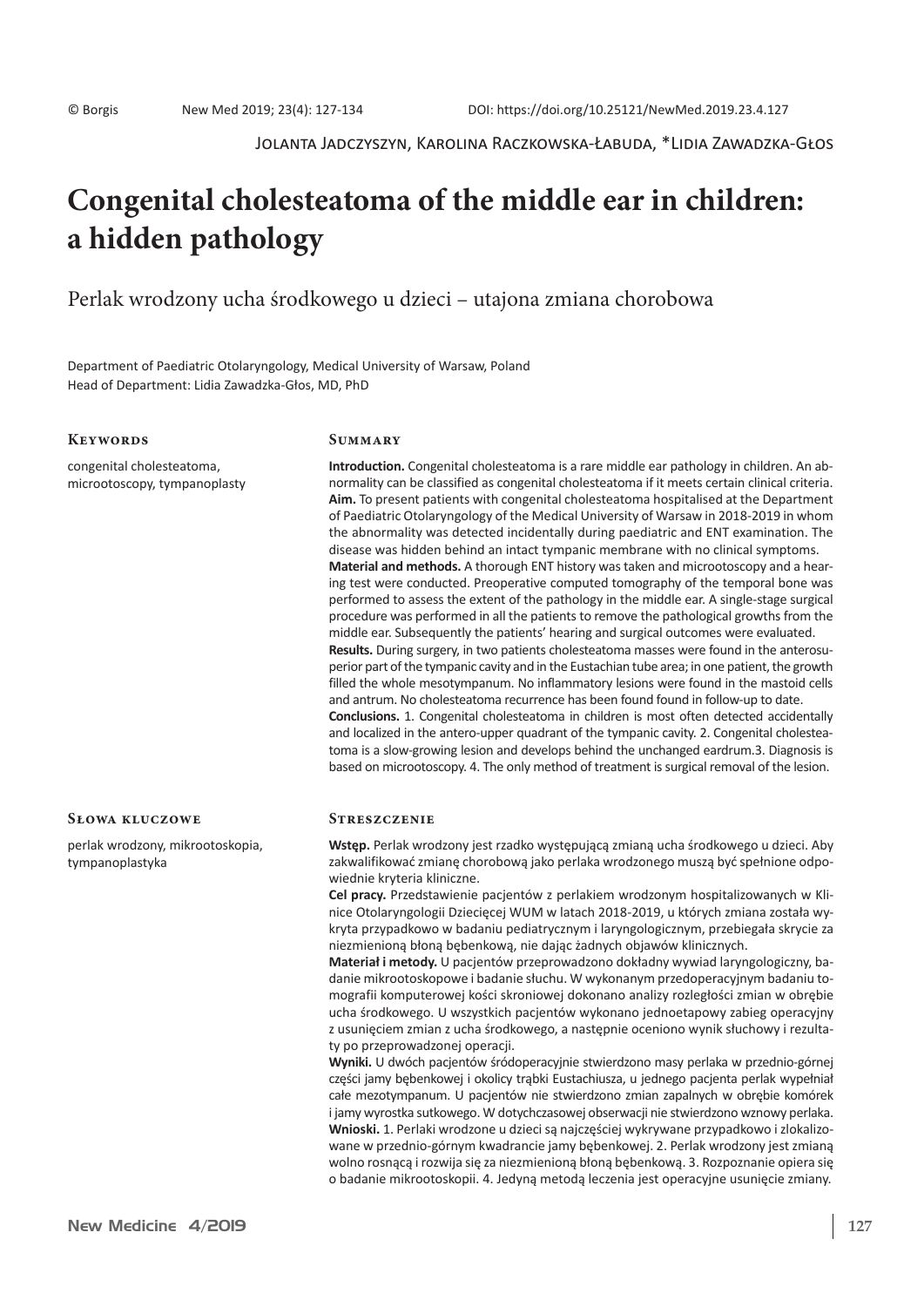© Borgis New Med 2019; 23(4): 127-134 DOI: https://doi.org/10.25121/NewMed.2019.23.4.127

Jolanta Jadczyszyn, Karolina Raczkowska-Łabuda, *Lidia Zawadzka-Głos

# Congenital cholesteatoma of the middle ear in children: a hidden pathology

Perlak wrodzony ucha środkowego u dzieci – utajona zmiana chorobowa

Department of Paediatric Otolaryngology, Medical University of Warsaw, Poland
Head of Department: Lidia Zawadzka-Głos, MD, PhD

## Keywords

congenital cholesteatoma, microotoscopy, tympanoplasty

## Summary

**Introduction.** Congenital cholesteatoma is a rare middle ear pathology in children. An abnormality can be classified as congenital cholesteatoma if it meets certain clinical criteria.
**Aim.** To present patients with congenital cholesteatoma hospitalised at the Department of Paediatric Otolaryngology of the Medical University of Warsaw in 2018-2019 in whom the abnormality was detected incidentally during paediatric and ENT examination. The disease was hidden behind an intact tympanic membrane with no clinical symptoms.
**Material and methods.** A thorough ENT history was taken and microotoscopy and a hearing test were conducted. Preoperative computed tomography of the temporal bone was performed to assess the extent of the pathology in the middle ear. A single-stage surgical procedure was performed in all the patients to remove the pathological growths from the middle ear. Subsequently the patients' hearing and surgical outcomes were evaluated.
**Results.** During surgery, in two patients cholesteatoma masses were found in the anterosuperior part of the tympanic cavity and in the Eustachian tube area; in one patient, the growth filled the whole mesotympanum. No inflammatory lesions were found in the mastoid cells and antrum. No cholesteatoma recurrence has been found found in follow-up to date.
**Conclusions.** 1. Congenital cholesteatoma in children is most often detected accidentally and localized in the antero-upper quadrant of the tympanic cavity. 2. Congenital cholesteatoma is a slow-growing lesion and develops behind the unchanged eardrum.3. Diagnosis is based on microotoscopy. 4. The only method of treatment is surgical removal of the lesion.

## Słowa kluczowe

perlak wrodzony, mikrootoskopia, tympanoplastyka

## Streszczenie

**Wstęp.** Perlak wrodzony jest rzadko występującą zmianą ucha środkowego u dzieci. Aby zakwalifikować zmianę chorobową jako perlaka wrodzonego muszą być spełnione odpowiednie kryteria kliniczne.
**Cel pracy.** Przedstawienie pacjentów z perlakiem wrodzonym hospitalizowanych w Klinice Otolaryngologii Dziecięcej WUM w latach 2018-2019, u których zmiana została wykryta przypadkowo w badaniu pediatrycznym i laryngologicznym, przebiegała skrycie za niezmienioną błoną bębenkową, nie dając żadnych objawów klinicznych.
**Materiał i metody.** U pacjentów przeprowadzono dokładny wywiad laryngologiczny, badanie mikrootoskopowe i badanie słuchu. W wykonanym przedoperacyjnym badaniu tomografii komputerowej kości skroniowej dokonano analizy rozległości zmian w obrębie ucha środkowego. U wszystkich pacjentów wykonano jednoetapowy zabieg operacyjny z usunięciem zmian z ucha środkowego, a następnie oceniono wynik słuchowy i rezultaty po przeprowadzonej operacji.
**Wyniki.** U dwóch pacjentów śródoperacyjnie stwierdzono masy perlaka w przednio-górnej części jamy bębenkowej i okolicy trąbki Eustachiusza, u jednego pacjenta perlak wypełniał całe mezotympanum. U pacjentów nie stwierdzono zmian zapalnych w obrębie komórek i jamy wyrostka sutkowego. W dotychczasowej obserwacji nie stwierdzono wznowy perlaka.
**Wnioski.** 1. Perlaki wrodzone u dzieci są najczęściej wykrywane przypadkowo i zlokalizowane w przednio-górnym kwadrancie jamy bębenkowej. 2. Perlak wrodzony jest zmianą wolno rosnącą i rozwija się za niezmienioną błoną bębenkową. 3. Rozpoznanie opiera się o badanie mikrootoskopii. 4. Jedyną metodą leczenia jest operacyjne usunięcie zmiany.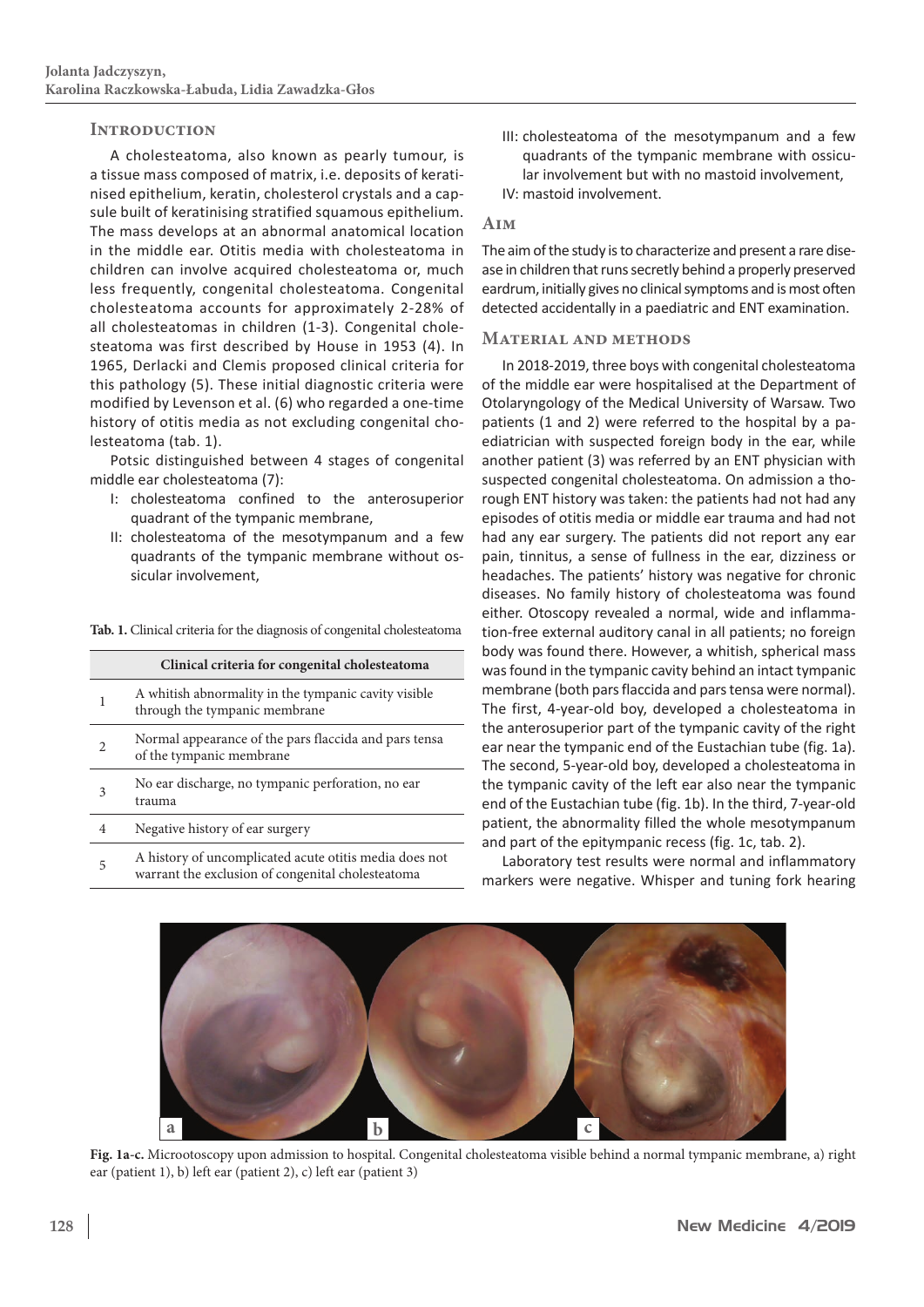## Introduction

A cholesteatoma, also known as pearly tumour, is a tissue mass composed of matrix, i.e. deposits of keratinised epithelium, keratin, cholesterol crystals and a capsule built of keratinising stratified squamous epithelium. The mass develops at an abnormal anatomical location in the middle ear. Otitis media with cholesteatoma in children can involve acquired cholesteatoma or, much less frequently, congenital cholesteatoma. Congenital cholesteatoma accounts for approximately 2-28% of all cholesteatomas in children (1-3). Congenital cholesteatoma was first described by House in 1953 (4). In 1965, Derlacki and Clemis proposed clinical criteria for this pathology (5). These initial diagnostic criteria were modified by Levenson et al. (6) who regarded a one-time history of otitis media as not excluding congenital cholesteatoma (tab. 1).

Potsic distinguished between 4 stages of congenital middle ear cholesteatoma (7):

- I: cholesteatoma confined to the anterosuperior quadrant of the tympanic membrane,
- II: cholesteatoma of the mesotympanum and a few quadrants of the tympanic membrane without ossicular involvement,
- III: cholesteatoma of the mesotympanum and a few quadrants of the tympanic membrane with ossicular involvement but with no mastoid involvement,
- IV: mastoid involvement.

**Tab. 1.** Clinical criteria for the diagnosis of congenital cholesteatoma

| | Clinical criteria for congenital cholesteatoma |
|---|---|
| 1 | A whitish abnormality in the tympanic cavity visible through the tympanic membrane |
| 2 | Normal appearance of the pars flaccida and pars tensa of the tympanic membrane |
| 3 | No ear discharge, no tympanic perforation, no ear trauma |
| 4 | Negative history of ear surgery |
| 5 | A history of uncomplicated acute otitis media does not warrant the exclusion of congenital cholesteatoma |

## Aim

The aim of the study is to characterize and present a rare disease in children that runs secretly behind a properly preserved eardrum, initially gives no clinical symptoms and is most often detected accidentally in a paediatric and ENT examination.

## Material and methods

In 2018-2019, three boys with congenital cholesteatoma of the middle ear were hospitalised at the Department of Otolaryngology of the Medical University of Warsaw. Two patients (1 and 2) were referred to the hospital by a paediatrician with suspected foreign body in the ear, while another patient (3) was referred by an ENT physician with suspected congenital cholesteatoma. On admission a thorough ENT history was taken: the patients had not had any episodes of otitis media or middle ear trauma and had not had any ear surgery. The patients did not report any ear pain, tinnitus, a sense of fullness in the ear, dizziness or headaches. The patients' history was negative for chronic diseases. No family history of cholesteatoma was found either. Otoscopy revealed a normal, wide and inflammation-free external auditory canal in all patients; no foreign body was found there. However, a whitish, spherical mass was found in the tympanic cavity behind an intact tympanic membrane (both pars flaccida and pars tensa were normal). The first, 4-year-old boy, developed a cholesteatoma in the anterosuperior part of the tympanic cavity of the right ear near the tympanic end of the Eustachian tube (fig. 1a). The second, 5-year-old boy, developed a cholesteatoma in the tympanic cavity of the left ear also near the tympanic end of the Eustachian tube (fig. 1b). In the third, 7-year-old patient, the abnormality filled the whole mesotympanum and part of the epitympanic recess (fig. 1c, tab. 2).

Laboratory test results were normal and inflammatory markers were negative. Whisper and tuning fork hearing

**Fig. 1a-c.** Microotoscopy upon admission to hospital. Congenital cholesteatoma visible behind a normal tympanic membrane, a) right ear (patient 1), b) left ear (patient 2), c) left ear (patient 3)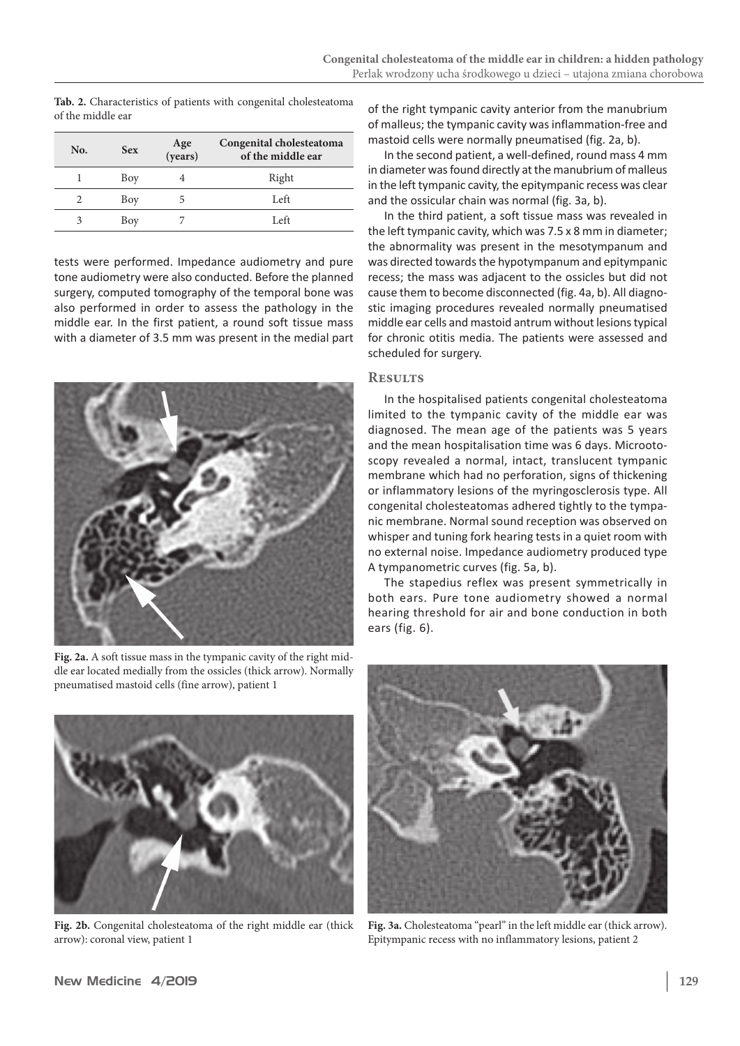**Tab. 2.** Characteristics of patients with congenital cholesteatoma of the middle ear

| No. | Sex | Age (years) | Congenital cholesteatoma of the middle ear |
|---|---|---|---|
| 1 | Boy | 4 | Right |
| 2 | Boy | 5 | Left |
| 3 | Boy | 7 | Left |

tests were performed. Impedance audiometry and pure tone audiometry were also conducted. Before the planned surgery, computed tomography of the temporal bone was also performed in order to assess the pathology in the middle ear. In the first patient, a round soft tissue mass with a diameter of 3.5 mm was present in the medial part of the right tympanic cavity anterior from the manubrium of malleus; the tympanic cavity was inflammation-free and mastoid cells were normally pneumatised (fig. 2a, b).

**Fig. 2a.** A soft tissue mass in the tympanic cavity of the right middle ear located medially from the ossicles (thick arrow). Normally pneumatised mastoid cells (fine arrow), patient 1

**Fig. 2b.** Congenital cholesteatoma of the right middle ear (thick arrow): coronal view, patient 1

In the second patient, a well-defined, round mass 4 mm in diameter was found directly at the manubrium of malleus in the left tympanic cavity, the epitympanic recess was clear and the ossicular chain was normal (fig. 3a, b).

In the third patient, a soft tissue mass was revealed in the left tympanic cavity, which was 7.5 x 8 mm in diameter; the abnormality was present in the mesotympanum and was directed towards the hypotympanum and epitympanic recess; the mass was adjacent to the ossicles but did not cause them to become disconnected (fig. 4a, b). All diagnostic imaging procedures revealed normally pneumatised middle ear cells and mastoid antrum without lesions typical for chronic otitis media. The patients were assessed and scheduled for surgery.

## Results

In the hospitalised patients congenital cholesteatoma limited to the tympanic cavity of the middle ear was diagnosed. The mean age of the patients was 5 years and the mean hospitalisation time was 6 days. Microotoscopy revealed a normal, intact, translucent tympanic membrane which had no perforation, signs of thickening or inflammatory lesions of the myringosclerosis type. All congenital cholesteatomas adhered tightly to the tympanic membrane. Normal sound reception was observed on whisper and tuning fork hearing tests in a quiet room with no external noise. Impedance audiometry produced type A tympanometric curves (fig. 5a, b).

The stapedius reflex was present symmetrically in both ears. Pure tone audiometry showed a normal hearing threshold for air and bone conduction in both ears (fig. 6).

**Fig. 3a.** Cholesteatoma "pearl" in the left middle ear (thick arrow). Epitympanic recess with no inflammatory lesions, patient 2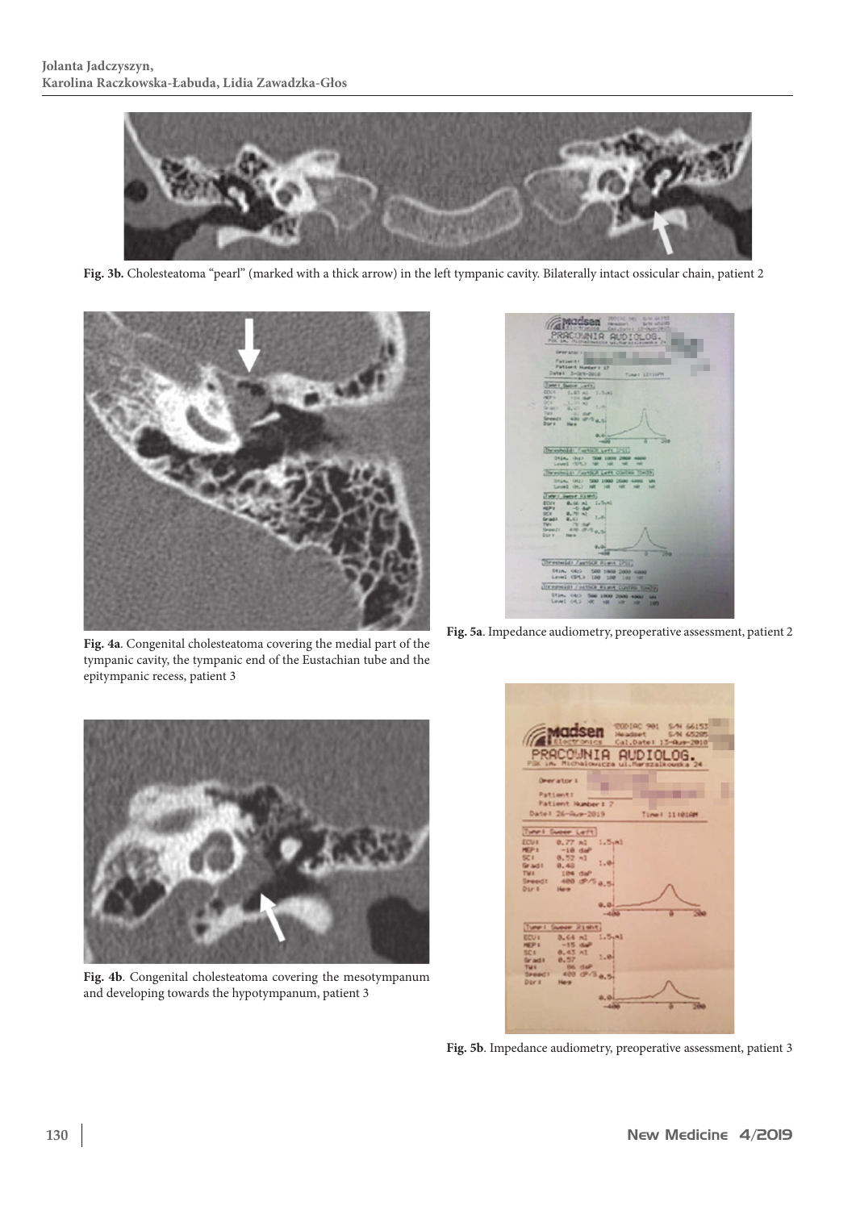**Fig. 3b.** Cholesteatoma "pearl" (marked with a thick arrow) in the left tympanic cavity. Bilaterally intact ossicular chain, patient 2

**Fig. 4a**. Congenital cholesteatoma covering the medial part of the tympanic cavity, the tympanic end of the Eustachian tube and the epitympanic recess, patient 3

**Fig. 5a**. Impedance audiometry, preoperative assessment, patient 2

**Fig. 4b**. Congenital cholesteatoma covering the mesotympanum and developing towards the hypotympanum, patient 3

**Fig. 5b**. Impedance audiometry, preoperative assessment, patient 3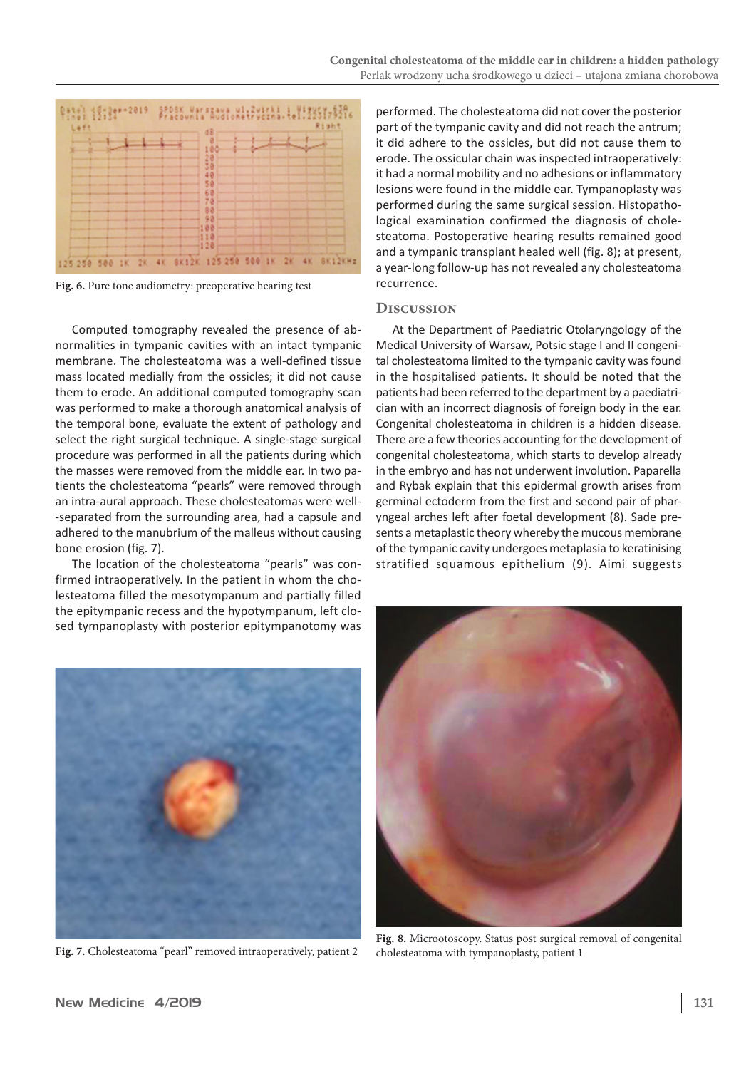Fig. 6. Pure tone audiometry: preoperative hearing test

Computed tomography revealed the presence of abnormalities in tympanic cavities with an intact tympanic membrane. The cholesteatoma was a well-defined tissue mass located medially from the ossicles; it did not cause them to erode. An additional computed tomography scan was performed to make a thorough anatomical analysis of the temporal bone, evaluate the extent of pathology and select the right surgical technique. A single-stage surgical procedure was performed in all the patients during which the masses were removed from the middle ear. In two patients the cholesteatoma "pearls" were removed through an intra-aural approach. These cholesteatomas were well-separated from the surrounding area, had a capsule and adhered to the manubrium of the malleus without causing bone erosion (fig. 7).

The location of the cholesteatoma "pearls" was confirmed intraoperatively. In the patient in whom the cholesteatoma filled the mesotympanum and partially filled the epitympanic recess and the hypotympanum, left closed tympanoplasty with posterior epitympanotomy was performed. The cholesteatoma did not cover the posterior part of the tympanic cavity and did not reach the antrum; it did adhere to the ossicles, but did not cause them to erode. The ossicular chain was inspected intraoperatively: it had a normal mobility and no adhesions or inflammatory lesions were found in the middle ear. Tympanoplasty was performed during the same surgical session. Histopathological examination confirmed the diagnosis of cholesteatoma. Postoperative hearing results remained good and a tympanic transplant healed well (fig. 8); at present, a year-long follow-up has not revealed any cholesteatoma recurrence.

## Discussion

At the Department of Paediatric Otolaryngology of the Medical University of Warsaw, Potsic stage I and II congenital cholesteatoma limited to the tympanic cavity was found in the hospitalised patients. It should be noted that the patients had been referred to the department by a paediatrician with an incorrect diagnosis of foreign body in the ear. Congenital cholesteatoma in children is a hidden disease. There are a few theories accounting for the development of congenital cholesteatoma, which starts to develop already in the embryo and has not underwent involution. Paparella and Rybak explain that this epidermal growth arises from germinal ectoderm from the first and second pair of pharyngeal arches left after foetal development (8). Sade presents a metaplastic theory whereby the mucous membrane of the tympanic cavity undergoes metaplasia to keratinising stratified squamous epithelium (9). Aimi suggests

Fig. 7. Cholesteatoma "pearl" removed intraoperatively, patient 2

Fig. 8. Microotoscopy. Status post surgical removal of congenital cholesteatoma with tympanoplasty, patient 1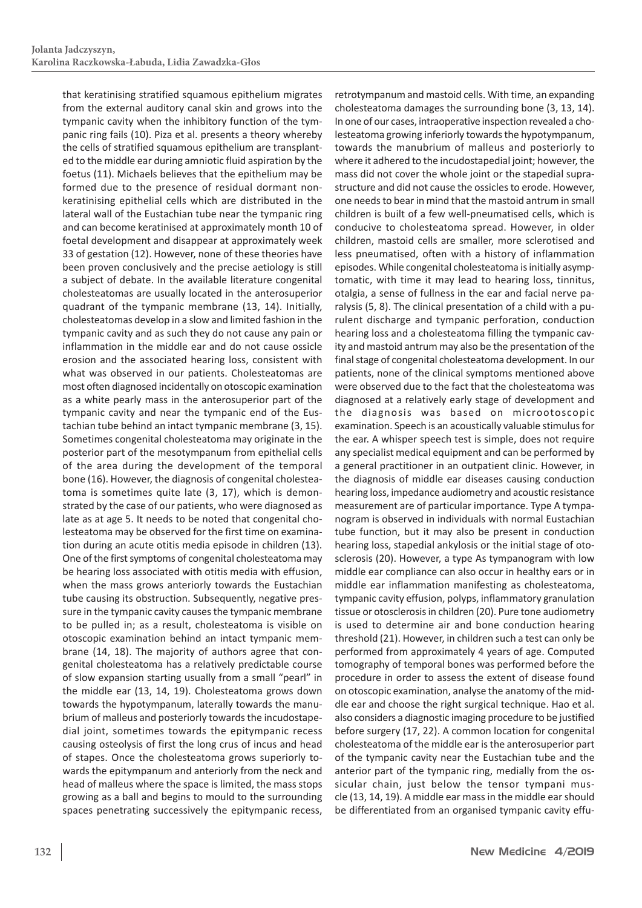that keratinising stratified squamous epithelium migrates from the external auditory canal skin and grows into the tympanic cavity when the inhibitory function of the tympanic ring fails (10). Piza et al. presents a theory whereby the cells of stratified squamous epithelium are transplanted to the middle ear during amniotic fluid aspiration by the foetus (11). Michaels believes that the epithelium may be formed due to the presence of residual dormant nonkeratinising epithelial cells which are distributed in the lateral wall of the Eustachian tube near the tympanic ring and can become keratinised at approximately month 10 of foetal development and disappear at approximately week 33 of gestation (12). However, none of these theories have been proven conclusively and the precise aetiology is still a subject of debate. In the available literature congenital cholesteatomas are usually located in the anterosuperior quadrant of the tympanic membrane (13, 14). Initially, cholesteatomas develop in a slow and limited fashion in the tympanic cavity and as such they do not cause any pain or inflammation in the middle ear and do not cause ossicle erosion and the associated hearing loss, consistent with what was observed in our patients. Cholesteatomas are most often diagnosed incidentally on otoscopic examination as a white pearly mass in the anterosuperior part of the tympanic cavity and near the tympanic end of the Eustachian tube behind an intact tympanic membrane (3, 15). Sometimes congenital cholesteatoma may originate in the posterior part of the mesotympanum from epithelial cells of the area during the development of the temporal bone (16). However, the diagnosis of congenital cholesteatoma is sometimes quite late (3, 17), which is demonstrated by the case of our patients, who were diagnosed as late as at age 5. It needs to be noted that congenital cholesteatoma may be observed for the first time on examination during an acute otitis media episode in children (13). One of the first symptoms of congenital cholesteatoma may be hearing loss associated with otitis media with effusion, when the mass grows anteriorly towards the Eustachian tube causing its obstruction. Subsequently, negative pressure in the tympanic cavity causes the tympanic membrane to be pulled in; as a result, cholesteatoma is visible on otoscopic examination behind an intact tympanic membrane (14, 18). The majority of authors agree that congenital cholesteatoma has a relatively predictable course of slow expansion starting usually from a small "pearl" in the middle ear (13, 14, 19). Cholesteatoma grows down towards the hypotympanum, laterally towards the manubrium of malleus and posteriorly towards the incudostapedial joint, sometimes towards the epitympanic recess causing osteolysis of first the long crus of incus and head of stapes. Once the cholesteatoma grows superiorly towards the epitympanum and anteriorly from the neck and head of malleus where the space is limited, the mass stops growing as a ball and begins to mould to the surrounding spaces penetrating successively the epitympanic recess, retrotympanum and mastoid cells. With time, an expanding cholesteatoma damages the surrounding bone (3, 13, 14). In one of our cases, intraoperative inspection revealed a cholesteatoma growing inferiorly towards the hypotympanum, towards the manubrium of malleus and posteriorly to where it adhered to the incudostapedial joint; however, the mass did not cover the whole joint or the stapedial suprastructure and did not cause the ossicles to erode. However, one needs to bear in mind that the mastoid antrum in small children is built of a few well-pneumatised cells, which is conducive to cholesteatoma spread. However, in older children, mastoid cells are smaller, more sclerotised and less pneumatised, often with a history of inflammation episodes. While congenital cholesteatoma is initially asymptomatic, with time it may lead to hearing loss, tinnitus, otalgia, a sense of fullness in the ear and facial nerve paralysis (5, 8). The clinical presentation of a child with a purulent discharge and tympanic perforation, conduction hearing loss and a cholesteatoma filling the tympanic cavity and mastoid antrum may also be the presentation of the final stage of congenital cholesteatoma development. In our patients, none of the clinical symptoms mentioned above were observed due to the fact that the cholesteatoma was diagnosed at a relatively early stage of development and the diagnosis was based on microotoscopic examination. Speech is an acoustically valuable stimulus for the ear. A whisper speech test is simple, does not require any specialist medical equipment and can be performed by a general practitioner in an outpatient clinic. However, in the diagnosis of middle ear diseases causing conduction hearing loss, impedance audiometry and acoustic resistance measurement are of particular importance. Type A tympanogram is observed in individuals with normal Eustachian tube function, but it may also be present in conduction hearing loss, stapedial ankylosis or the initial stage of otosclerosis (20). However, a type As tympanogram with low middle ear compliance can also occur in healthy ears or in middle ear inflammation manifesting as cholesteatoma, tympanic cavity effusion, polyps, inflammatory granulation tissue or otosclerosis in children (20). Pure tone audiometry is used to determine air and bone conduction hearing threshold (21). However, in children such a test can only be performed from approximately 4 years of age. Computed tomography of temporal bones was performed before the procedure in order to assess the extent of disease found on otoscopic examination, analyse the anatomy of the middle ear and choose the right surgical technique. Hao et al. also considers a diagnostic imaging procedure to be justified before surgery (17, 22). A common location for congenital cholesteatoma of the middle ear is the anterosuperior part of the tympanic cavity near the Eustachian tube and the anterior part of the tympanic ring, medially from the ossicular chain, just below the tensor tympani muscle (13, 14, 19). A middle ear mass in the middle ear should be differentiated from an organised tympanic cavity effu-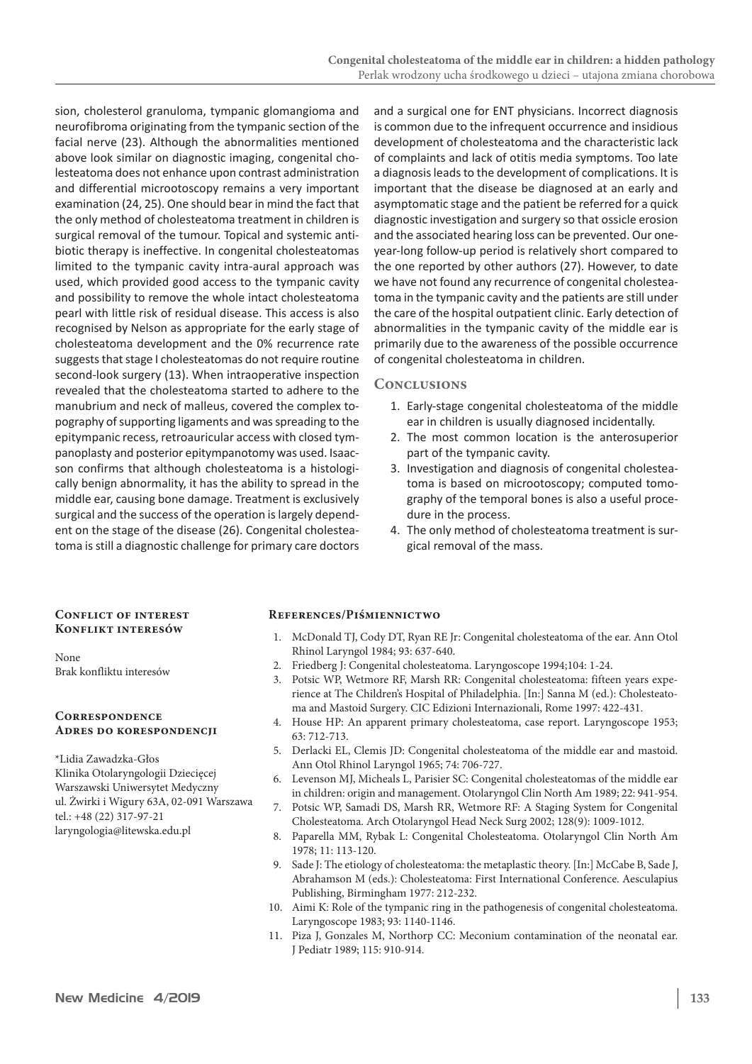sion, cholesterol granuloma, tympanic glomangioma and neurofibroma originating from the tympanic section of the facial nerve (23). Although the abnormalities mentioned above look similar on diagnostic imaging, congenital cholesteatoma does not enhance upon contrast administration and differential microotoscopy remains a very important examination (24, 25). One should bear in mind the fact that the only method of cholesteatoma treatment in children is surgical removal of the tumour. Topical and systemic antibiotic therapy is ineffective. In congenital cholesteatomas limited to the tympanic cavity intra-aural approach was used, which provided good access to the tympanic cavity and possibility to remove the whole intact cholesteatoma pearl with little risk of residual disease. This access is also recognised by Nelson as appropriate for the early stage of cholesteatoma development and the 0% recurrence rate suggests that stage I cholesteatomas do not require routine second-look surgery (13). When intraoperative inspection revealed that the cholesteatoma started to adhere to the manubrium and neck of malleus, covered the complex topography of supporting ligaments and was spreading to the epitympanic recess, retroauricular access with closed tympanoplasty and posterior epitympanotomy was used. Isaacson confirms that although cholesteatoma is a histologically benign abnormality, it has the ability to spread in the middle ear, causing bone damage. Treatment is exclusively surgical and the success of the operation is largely dependent on the stage of the disease (26). Congenital cholesteatoma is still a diagnostic challenge for primary care doctors and a surgical one for ENT physicians. Incorrect diagnosis is common due to the infrequent occurrence and insidious development of cholesteatoma and the characteristic lack of complaints and lack of otitis media symptoms. Too late a diagnosis leads to the development of complications. It is important that the disease be diagnosed at an early and asymptomatic stage and the patient be referred for a quick diagnostic investigation and surgery so that ossicle erosion and the associated hearing loss can be prevented. Our one-year-long follow-up period is relatively short compared to the one reported by other authors (27). However, to date we have not found any recurrence of congenital cholesteatoma in the tympanic cavity and the patients are still under the care of the hospital outpatient clinic. Early detection of abnormalities in the tympanic cavity of the middle ear is primarily due to the awareness of the possible occurrence of congenital cholesteatoma in children.

## Conclusions

1. Early-stage congenital cholesteatoma of the middle ear in children is usually diagnosed incidentally.
2. The most common location is the anterosuperior part of the tympanic cavity.
3. Investigation and diagnosis of congenital cholesteatoma is based on microotoscopy; computed tomography of the temporal bones is also a useful procedure in the process.
4. The only method of cholesteatoma treatment is surgical removal of the mass.

### Conflict of interest
### Konflikt interesów

None
Brak konfliktu interesów

### Correspondence
### Adres do korespondencji

*Lidia Zawadzka-Głos
Klinika Otolaryngologii Dziecięcej
Warszawski Uniwersytet Medyczny
ul. Żwirki i Wigury 63A, 02-091 Warszawa
tel.: +48 (22) 317-97-21
laryngologia@litewska.edu.pl

### References/Piśmiennictwo

1. McDonald TJ, Cody DT, Ryan RE Jr: Congenital cholesteatoma of the ear. Ann Otol Rhinol Laryngol 1984; 93: 637-640.
2. Friedberg J: Congenital cholesteatoma. Laryngoscope 1994;104: 1-24.
3. Potsic WP, Wetmore RF, Marsh RR: Congenital cholesteatoma: fifteen years experience at The Children's Hospital of Philadelphia. [In:] Sanna M (ed.): Cholesteatoma and Mastoid Surgery. CIC Edizioni Internazionali, Rome 1997: 422-431.
4. House HP: An apparent primary cholesteatoma, case report. Laryngoscope 1953; 63: 712-713.
5. Derlacki EL, Clemis JD: Congenital cholesteatoma of the middle ear and mastoid. Ann Otol Rhinol Laryngol 1965; 74: 706-727.
6. Levenson MJ, Micheals L, Parisier SC: Congenital cholesteatomas of the middle ear in children: origin and management. Otolaryngol Clin North Am 1989; 22: 941-954.
7. Potsic WP, Samadi DS, Marsh RR, Wetmore RF: A Staging System for Congenital Cholesteatoma. Arch Otolaryngol Head Neck Surg 2002; 128(9): 1009-1012.
8. Paparella MM, Rybak L: Congenital Cholesteatoma. Otolaryngol Clin North Am 1978; 11: 113-120.
9. Sade J: The etiology of cholesteatoma: the metaplastic theory. [In:] McCabe B, Sade J, Abrahamson M (eds.): Cholesteatoma: First International Conference. Aesculapius Publishing, Birmingham 1977: 212-232.
10. Aimi K: Role of the tympanic ring in the pathogenesis of congenital cholesteatoma. Laryngoscope 1983; 93: 1140-1146.
11. Piza J, Gonzales M, Northorp CC: Meconium contamination of the neonatal ear. J Pediatr 1989; 115: 910-914.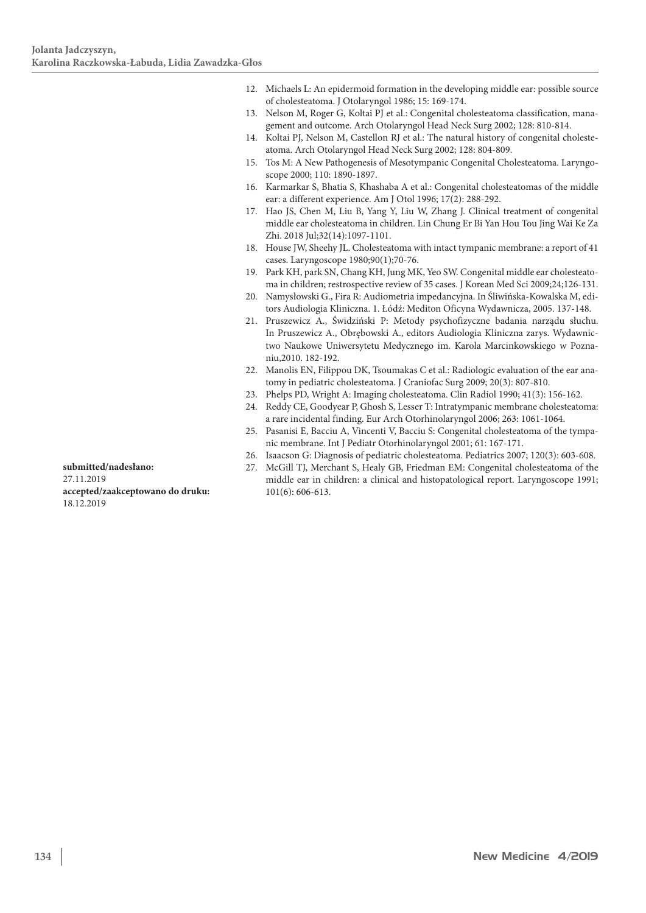12. Michaels L: An epidermoid formation in the developing middle ear: possible source of cholesteatoma. J Otolaryngol 1986; 15: 169-174.
13. Nelson M, Roger G, Koltai PJ et al.: Congenital cholesteatoma classification, management and outcome. Arch Otolaryngol Head Neck Surg 2002; 128: 810-814.
14. Koltai PJ, Nelson M, Castellon RJ et al.: The natural history of congenital cholesteatoma. Arch Otolaryngol Head Neck Surg 2002; 128: 804-809.
15. Tos M: A New Pathogenesis of Mesotympanic Congenital Cholesteatoma. Laryngoscope 2000; 110: 1890-1897.
16. Karmarkar S, Bhatia S, Khashaba A et al.: Congenital cholesteatomas of the middle ear: a different experience. Am J Otol 1996; 17(2): 288-292.
17. Hao JS, Chen M, Liu B, Yang Y, Liu W, Zhang J. Clinical treatment of congenital middle ear cholesteatoma in children. Lin Chung Er Bi Yan Hou Tou Jing Wai Ke Za Zhi. 2018 Jul;32(14):1097-1101.
18. House JW, Sheehy JL. Cholesteatoma with intact tympanic membrane: a report of 41 cases. Laryngoscope 1980;90(1);70-76.
19. Park KH, park SN, Chang KH, Jung MK, Yeo SW. Congenital middle ear cholesteatoma in children; restrospective review of 35 cases. J Korean Med Sci 2009;24;126-131.
20. Namysłowski G., Fira R: Audiometria impedancyjna. In Śliwińska-Kowalska M, editors Audiologia Kliniczna. 1. Łódź: Mediton Oficyna Wydawnicza, 2005. 137-148.
21. Pruszewicz A., Świdziński P: Metody psychofizyczne badania narządu słuchu. In Pruszewicz A., Obrębowski A., editors Audiologia Kliniczna zarys. Wydawnictwo Naukowe Uniwersytetu Medycznego im. Karola Marcinkowskiego w Poznaniu,2010. 182-192.
22. Manolis EN, Filippou DK, Tsoumakas C et al.: Radiologic evaluation of the ear anatomy in pediatric cholesteatoma. J Craniofac Surg 2009; 20(3): 807-810.
23. Phelps PD, Wright A: Imaging cholesteatoma. Clin Radiol 1990; 41(3): 156-162.
24. Reddy CE, Goodyear P, Ghosh S, Lesser T: Intratympanic membrane cholesteatoma: a rare incidental finding. Eur Arch Otorhinolaryngol 2006; 263: 1061-1064.
25. Pasanisi E, Bacciu A, Vincenti V, Bacciu S: Congenital cholesteatoma of the tympanic membrane. Int J Pediatr Otorhinolaryngol 2001; 61: 167-171.
26. Isaacson G: Diagnosis of pediatric cholesteatoma. Pediatrics 2007; 120(3): 603-608.
27. McGill TJ, Merchant S, Healy GB, Friedman EM: Congenital cholesteatoma of the middle ear in children: a clinical and histopatological report. Laryngoscope 1991; 101(6): 606-613.

**submitted/nadesłano:**
27.11.2019
**accepted/zaakceptowano do druku:**
18.12.2019